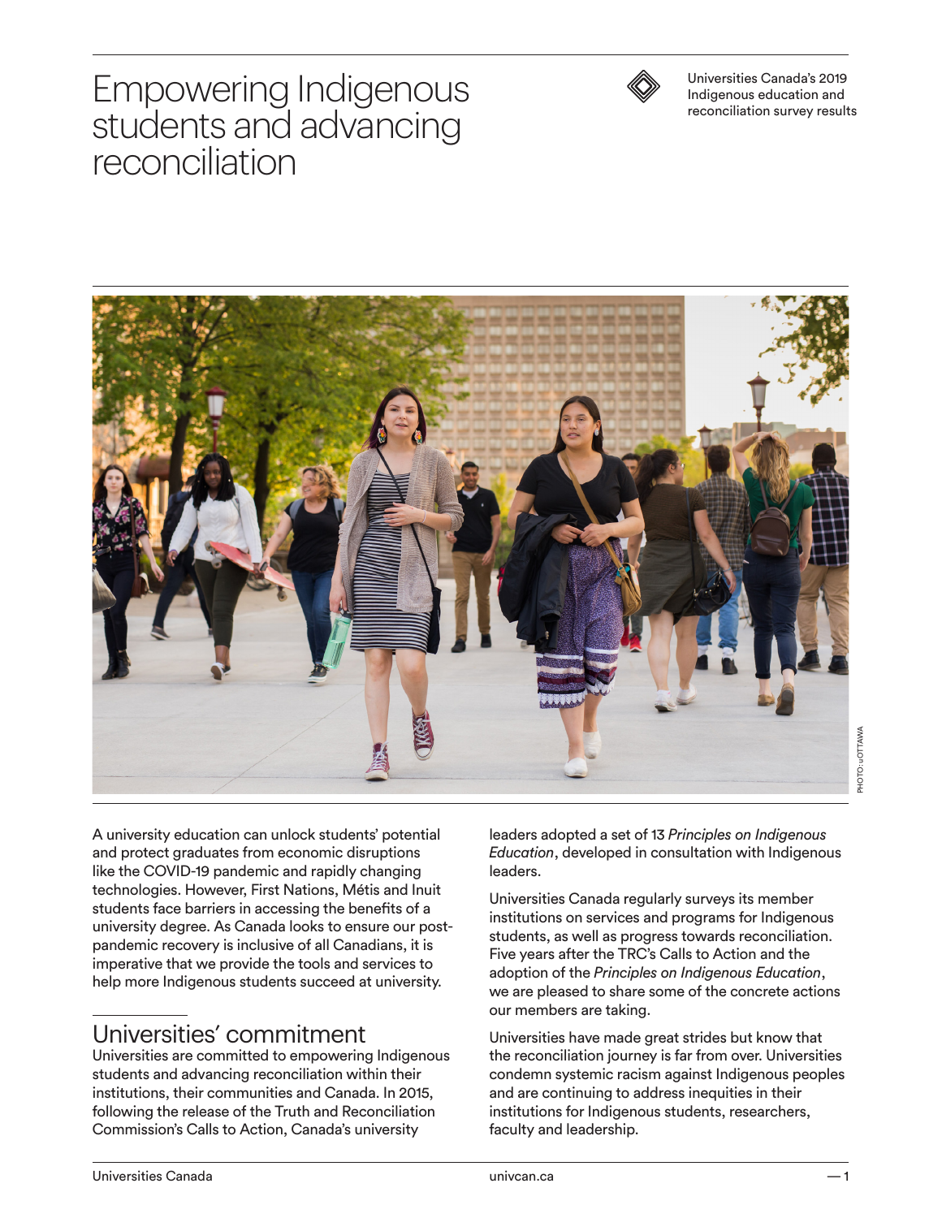# Empowering Indigenous students and advancing reconciliation

Universities Canada's 2019 Indigenous education and reconciliation survey results

PHOTO: uOTTAWA

A university education can unlock students' potential and protect graduates from economic disruptions like the COVID-19 pandemic and rapidly changing technologies. However, First Nations, Métis and Inuit students face barriers in accessing the benefits of a university degree. As Canada looks to ensure our post-pandemic recovery is inclusive of all Canadians, it is imperative that we provide the tools and services to help more Indigenous students succeed at university.

## Universities' commitment

Universities are committed to empowering Indigenous students and advancing reconciliation within their institutions, their communities and Canada. In 2015, following the release of the Truth and Reconciliation Commission's Calls to Action, Canada's university leaders adopted a set of 13 *Principles on Indigenous Education*, developed in consultation with Indigenous leaders.

Universities Canada regularly surveys its member institutions on services and programs for Indigenous students, as well as progress towards reconciliation. Five years after the TRC's Calls to Action and the adoption of the *Principles on Indigenous Education*, we are pleased to share some of the concrete actions our members are taking.

Universities have made great strides but know that the reconciliation journey is far from over. Universities condemn systemic racism against Indigenous peoples and are continuing to address inequities in their institutions for Indigenous students, researchers, faculty and leadership.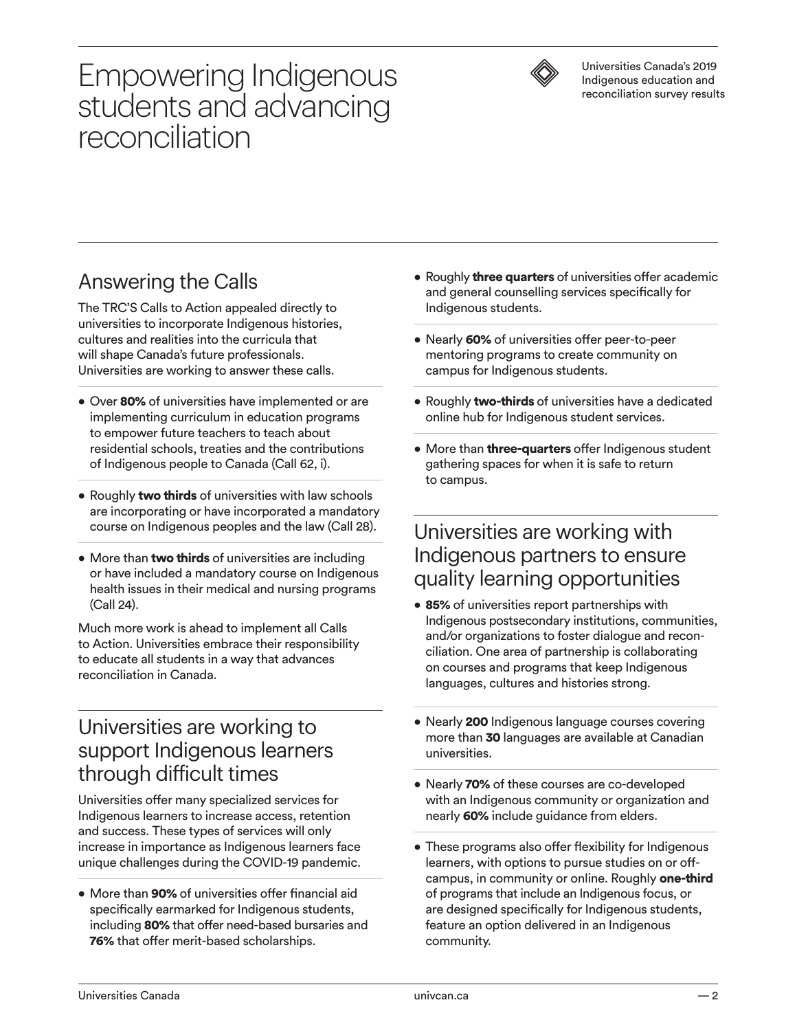# Empowering Indigenous students and advancing reconciliation

Universities Canada's 2019 Indigenous education and reconciliation survey results

## Answering the Calls

The TRC'S Calls to Action appealed directly to universities to incorporate Indigenous histories, cultures and realities into the curricula that will shape Canada's future professionals. Universities are working to answer these calls.

- Over **80%** of universities have implemented or are implementing curriculum in education programs to empower future teachers to teach about residential schools, treaties and the contributions of Indigenous people to Canada (Call 62, i).
- Roughly **two thirds** of universities with law schools are incorporating or have incorporated a mandatory course on Indigenous peoples and the law (Call 28).
- More than **two thirds** of universities are including or have included a mandatory course on Indigenous health issues in their medical and nursing programs (Call 24).

Much more work is ahead to implement all Calls to Action. Universities embrace their responsibility to educate all students in a way that advances reconciliation in Canada.

## Universities are working to support Indigenous learners through difficult times

Universities offer many specialized services for Indigenous learners to increase access, retention and success. These types of services will only increase in importance as Indigenous learners face unique challenges during the COVID-19 pandemic.

- More than **90%** of universities offer financial aid specifically earmarked for Indigenous students, including **80%** that offer need-based bursaries and **76%** that offer merit-based scholarships.
- Roughly **three quarters** of universities offer academic and general counselling services specifically for Indigenous students.
- Nearly **60%** of universities offer peer-to-peer mentoring programs to create community on campus for Indigenous students.
- Roughly **two-thirds** of universities have a dedicated online hub for Indigenous student services.
- More than **three-quarters** offer Indigenous student gathering spaces for when it is safe to return to campus.

## Universities are working with Indigenous partners to ensure quality learning opportunities

- **85%** of universities report partnerships with Indigenous postsecondary institutions, communities, and/or organizations to foster dialogue and reconciliation. One area of partnership is collaborating on courses and programs that keep Indigenous languages, cultures and histories strong.
- Nearly **200** Indigenous language courses covering more than **30** languages are available at Canadian universities.
- Nearly **70%** of these courses are co-developed with an Indigenous community or organization and nearly **60%** include guidance from elders.
- These programs also offer flexibility for Indigenous learners, with options to pursue studies on or off-campus, in community or online. Roughly **one-third** of programs that include an Indigenous focus, or are designed specifically for Indigenous students, feature an option delivered in an Indigenous community.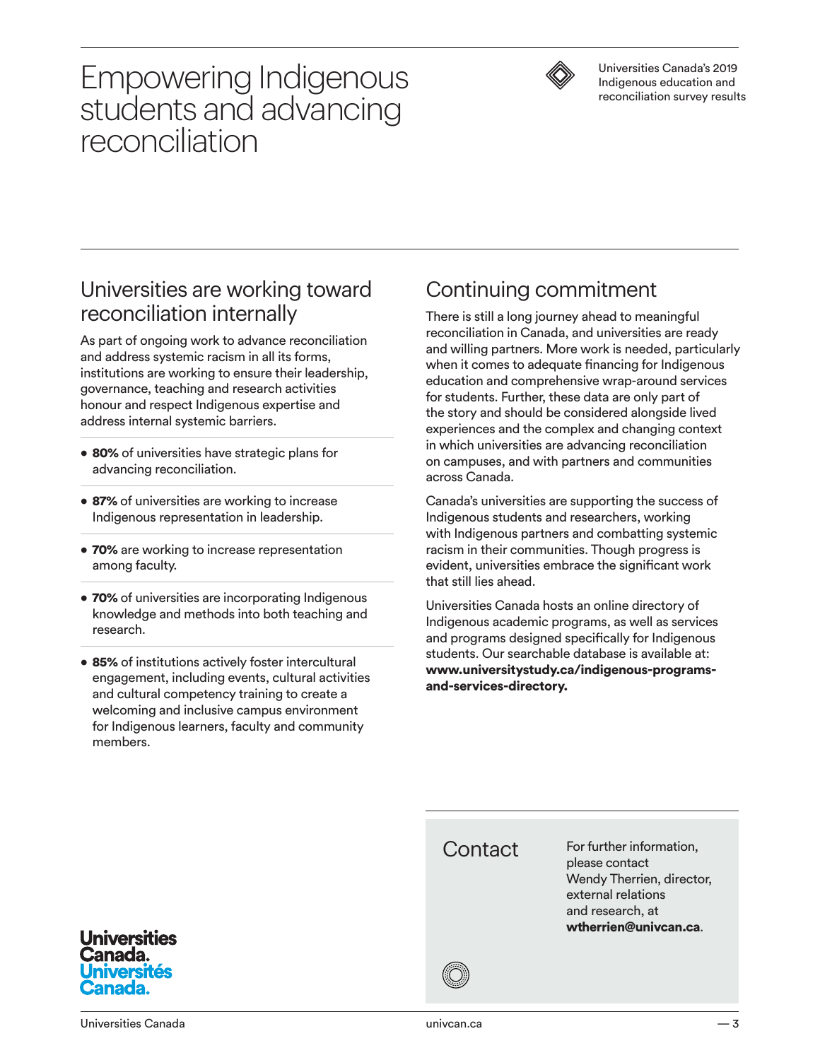# Empowering Indigenous students and advancing reconciliation

Universities Canada's 2019 Indigenous education and reconciliation survey results

## Universities are working toward reconciliation internally

As part of ongoing work to advance reconciliation and address systemic racism in all its forms, institutions are working to ensure their leadership, governance, teaching and research activities honour and respect Indigenous expertise and address internal systemic barriers.

- **80%** of universities have strategic plans for advancing reconciliation.
- **87%** of universities are working to increase Indigenous representation in leadership.
- **70%** are working to increase representation among faculty.
- **70%** of universities are incorporating Indigenous knowledge and methods into both teaching and research.
- **85%** of institutions actively foster intercultural engagement, including events, cultural activities and cultural competency training to create a welcoming and inclusive campus environment for Indigenous learners, faculty and community members.

## Continuing commitment

There is still a long journey ahead to meaningful reconciliation in Canada, and universities are ready and willing partners. More work is needed, particularly when it comes to adequate financing for Indigenous education and comprehensive wrap-around services for students. Further, these data are only part of the story and should be considered alongside lived experiences and the complex and changing context in which universities are advancing reconciliation on campuses, and with partners and communities across Canada.

Canada's universities are supporting the success of Indigenous students and researchers, working with Indigenous partners and combatting systemic racism in their communities. Though progress is evident, universities embrace the significant work that still lies ahead.

Universities Canada hosts an online directory of Indigenous academic programs, as well as services and programs designed specifically for Indigenous students. Our searchable database is available at: **www.universitystudy.ca/indigenous-programs-and-services-directory.**

## Contact

For further information, please contact Wendy Therrien, director, external relations and research, at **wtherrien@univcan.ca**.

Universities Canada. Universités Canada.